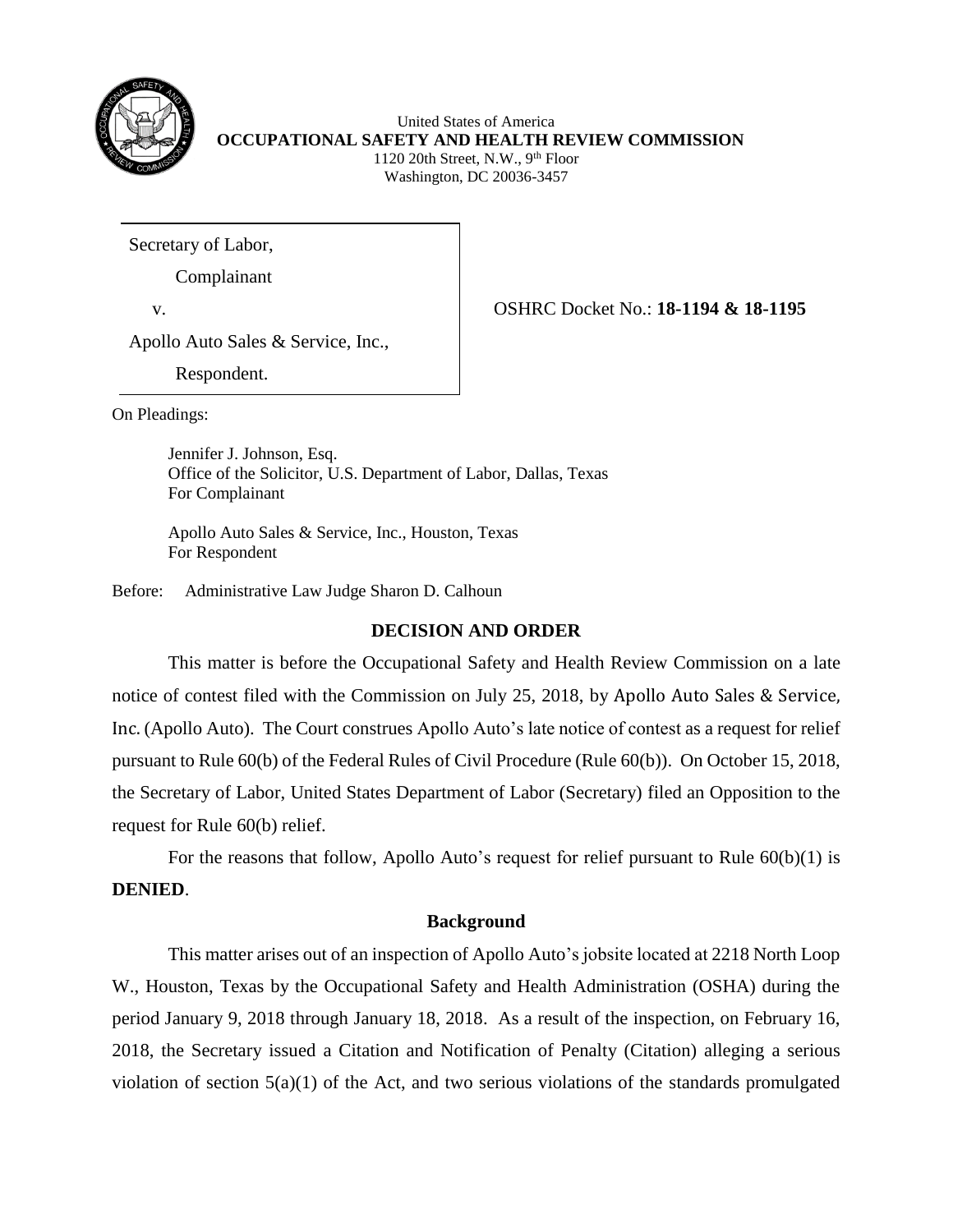United States of America
**OCCUPATIONAL SAFETY AND HEALTH REVIEW COMMISSION**
1120 20th Street, N.W., 9th Floor
Washington, DC 20036-3457

Secretary of Labor,

Complainant

v.

Apollo Auto Sales & Service, Inc.,

Respondent.

OSHRC Docket No.: **18-1194 & 18-1195**

On Pleadings:

Jennifer J. Johnson, Esq.
Office of the Solicitor, U.S. Department of Labor, Dallas, Texas
For Complainant

Apollo Auto Sales & Service, Inc., Houston, Texas
For Respondent

Before: Administrative Law Judge Sharon D. Calhoun

## DECISION AND ORDER

This matter is before the Occupational Safety and Health Review Commission on a late notice of contest filed with the Commission on July 25, 2018, by Apollo Auto Sales & Service, Inc. (Apollo Auto). The Court construes Apollo Auto's late notice of contest as a request for relief pursuant to Rule 60(b) of the Federal Rules of Civil Procedure (Rule 60(b)). On October 15, 2018, the Secretary of Labor, United States Department of Labor (Secretary) filed an Opposition to the request for Rule 60(b) relief.

For the reasons that follow, Apollo Auto's request for relief pursuant to Rule 60(b)(1) is **DENIED**.

## Background

This matter arises out of an inspection of Apollo Auto's jobsite located at 2218 North Loop W., Houston, Texas by the Occupational Safety and Health Administration (OSHA) during the period January 9, 2018 through January 18, 2018. As a result of the inspection, on February 16, 2018, the Secretary issued a Citation and Notification of Penalty (Citation) alleging a serious violation of section 5(a)(1) of the Act, and two serious violations of the standards promulgated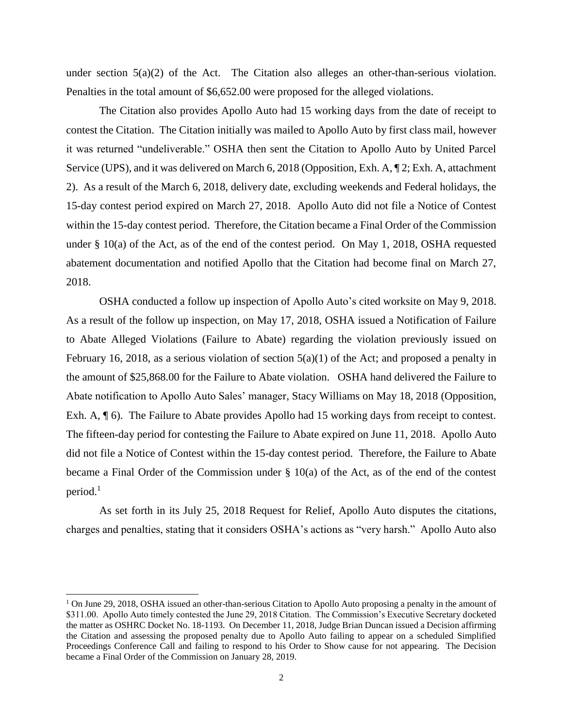under section 5(a)(2) of the Act. The Citation also alleges an other-than-serious violation. Penalties in the total amount of $6,652.00 were proposed for the alleged violations.

The Citation also provides Apollo Auto had 15 working days from the date of receipt to contest the Citation. The Citation initially was mailed to Apollo Auto by first class mail, however it was returned "undeliverable." OSHA then sent the Citation to Apollo Auto by United Parcel Service (UPS), and it was delivered on March 6, 2018 (Opposition, Exh. A, ¶ 2; Exh. A, attachment 2). As a result of the March 6, 2018, delivery date, excluding weekends and Federal holidays, the 15-day contest period expired on March 27, 2018. Apollo Auto did not file a Notice of Contest within the 15-day contest period. Therefore, the Citation became a Final Order of the Commission under § 10(a) of the Act, as of the end of the contest period. On May 1, 2018, OSHA requested abatement documentation and notified Apollo that the Citation had become final on March 27, 2018.

OSHA conducted a follow up inspection of Apollo Auto's cited worksite on May 9, 2018. As a result of the follow up inspection, on May 17, 2018, OSHA issued a Notification of Failure to Abate Alleged Violations (Failure to Abate) regarding the violation previously issued on February 16, 2018, as a serious violation of section 5(a)(1) of the Act; and proposed a penalty in the amount of $25,868.00 for the Failure to Abate violation. OSHA hand delivered the Failure to Abate notification to Apollo Auto Sales' manager, Stacy Williams on May 18, 2018 (Opposition, Exh. A, ¶ 6). The Failure to Abate provides Apollo had 15 working days from receipt to contest. The fifteen-day period for contesting the Failure to Abate expired on June 11, 2018. Apollo Auto did not file a Notice of Contest within the 15-day contest period. Therefore, the Failure to Abate became a Final Order of the Commission under § 10(a) of the Act, as of the end of the contest period.[1]

As set forth in its July 25, 2018 Request for Relief, Apollo Auto disputes the citations, charges and penalties, stating that it considers OSHA's actions as "very harsh." Apollo Auto also

[1] On June 29, 2018, OSHA issued an other-than-serious Citation to Apollo Auto proposing a penalty in the amount of $311.00. Apollo Auto timely contested the June 29, 2018 Citation. The Commission's Executive Secretary docketed the matter as OSHRC Docket No. 18-1193. On December 11, 2018, Judge Brian Duncan issued a Decision affirming the Citation and assessing the proposed penalty due to Apollo Auto failing to appear on a scheduled Simplified Proceedings Conference Call and failing to respond to his Order to Show cause for not appearing. The Decision became a Final Order of the Commission on January 28, 2019.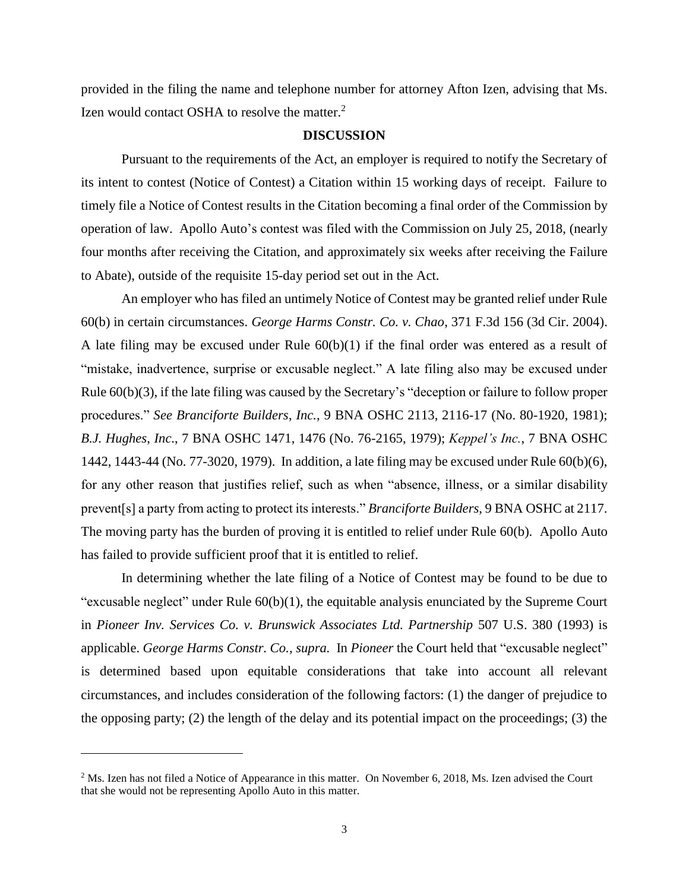provided in the filing the name and telephone number for attorney Afton Izen, advising that Ms. Izen would contact OSHA to resolve the matter.[2]

## DISCUSSION

Pursuant to the requirements of the Act, an employer is required to notify the Secretary of its intent to contest (Notice of Contest) a Citation within 15 working days of receipt. Failure to timely file a Notice of Contest results in the Citation becoming a final order of the Commission by operation of law. Apollo Auto's contest was filed with the Commission on July 25, 2018, (nearly four months after receiving the Citation, and approximately six weeks after receiving the Failure to Abate), outside of the requisite 15-day period set out in the Act.

An employer who has filed an untimely Notice of Contest may be granted relief under Rule 60(b) in certain circumstances. *George Harms Constr. Co. v. Chao*, 371 F.3d 156 (3d Cir. 2004). A late filing may be excused under Rule 60(b)(1) if the final order was entered as a result of "mistake, inadvertence, surprise or excusable neglect." A late filing also may be excused under Rule 60(b)(3), if the late filing was caused by the Secretary's "deception or failure to follow proper procedures." *See Branciforte Builders, Inc.*, 9 BNA OSHC 2113, 2116-17 (No. 80-1920, 1981); *B.J. Hughes, Inc.*, 7 BNA OSHC 1471, 1476 (No. 76-2165, 1979); *Keppel's Inc.*, 7 BNA OSHC 1442, 1443-44 (No. 77-3020, 1979). In addition, a late filing may be excused under Rule 60(b)(6), for any other reason that justifies relief, such as when "absence, illness, or a similar disability prevent[s] a party from acting to protect its interests." *Branciforte Builders*, 9 BNA OSHC at 2117. The moving party has the burden of proving it is entitled to relief under Rule 60(b). Apollo Auto has failed to provide sufficient proof that it is entitled to relief.

In determining whether the late filing of a Notice of Contest may be found to be due to "excusable neglect" under Rule 60(b)(1), the equitable analysis enunciated by the Supreme Court in *Pioneer Inv. Services Co. v. Brunswick Associates Ltd. Partnership* 507 U.S. 380 (1993) is applicable. *George Harms Constr. Co., supra.* In *Pioneer* the Court held that "excusable neglect" is determined based upon equitable considerations that take into account all relevant circumstances, and includes consideration of the following factors: (1) the danger of prejudice to the opposing party; (2) the length of the delay and its potential impact on the proceedings; (3) the

[2] Ms. Izen has not filed a Notice of Appearance in this matter. On November 6, 2018, Ms. Izen advised the Court that she would not be representing Apollo Auto in this matter.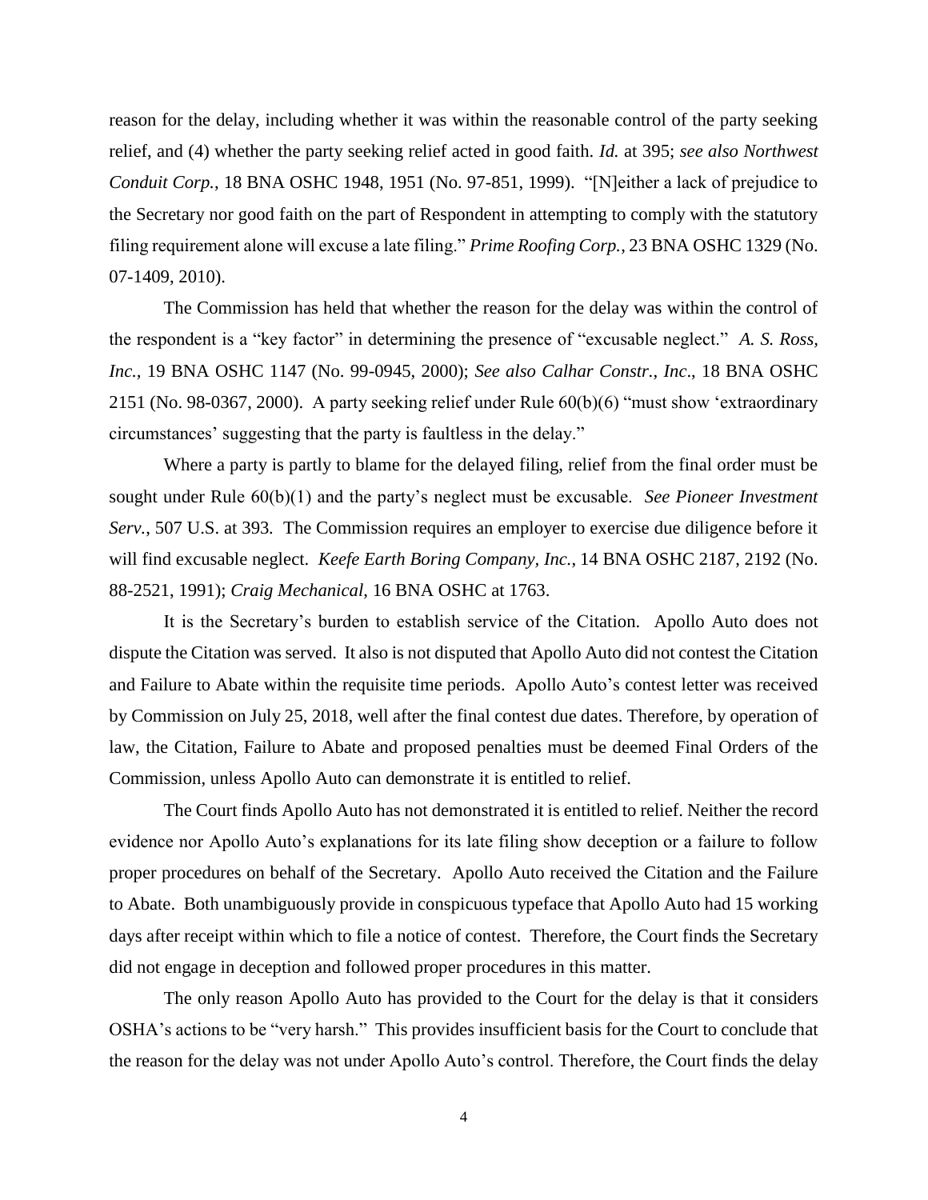reason for the delay, including whether it was within the reasonable control of the party seeking relief, and (4) whether the party seeking relief acted in good faith. *Id.* at 395; *see also Northwest Conduit Corp.*, 18 BNA OSHC 1948, 1951 (No. 97-851, 1999). "[N]either a lack of prejudice to the Secretary nor good faith on the part of Respondent in attempting to comply with the statutory filing requirement alone will excuse a late filing." *Prime Roofing Corp.*, 23 BNA OSHC 1329 (No. 07-1409, 2010).

The Commission has held that whether the reason for the delay was within the control of the respondent is a "key factor" in determining the presence of "excusable neglect." *A. S. Ross, Inc.*, 19 BNA OSHC 1147 (No. 99-0945, 2000); *See also Calhar Constr., Inc*., 18 BNA OSHC 2151 (No. 98-0367, 2000). A party seeking relief under Rule 60(b)(6) "must show 'extraordinary circumstances' suggesting that the party is faultless in the delay."

Where a party is partly to blame for the delayed filing, relief from the final order must be sought under Rule 60(b)(1) and the party's neglect must be excusable. *See Pioneer Investment Serv.*, 507 U.S. at 393. The Commission requires an employer to exercise due diligence before it will find excusable neglect. *Keefe Earth Boring Company, Inc.*, 14 BNA OSHC 2187, 2192 (No. 88-2521, 1991); *Craig Mechanical*, 16 BNA OSHC at 1763.

It is the Secretary's burden to establish service of the Citation. Apollo Auto does not dispute the Citation was served. It also is not disputed that Apollo Auto did not contest the Citation and Failure to Abate within the requisite time periods. Apollo Auto's contest letter was received by Commission on July 25, 2018, well after the final contest due dates. Therefore, by operation of law, the Citation, Failure to Abate and proposed penalties must be deemed Final Orders of the Commission, unless Apollo Auto can demonstrate it is entitled to relief.

The Court finds Apollo Auto has not demonstrated it is entitled to relief. Neither the record evidence nor Apollo Auto's explanations for its late filing show deception or a failure to follow proper procedures on behalf of the Secretary. Apollo Auto received the Citation and the Failure to Abate. Both unambiguously provide in conspicuous typeface that Apollo Auto had 15 working days after receipt within which to file a notice of contest. Therefore, the Court finds the Secretary did not engage in deception and followed proper procedures in this matter.

The only reason Apollo Auto has provided to the Court for the delay is that it considers OSHA's actions to be "very harsh." This provides insufficient basis for the Court to conclude that the reason for the delay was not under Apollo Auto's control. Therefore, the Court finds the delay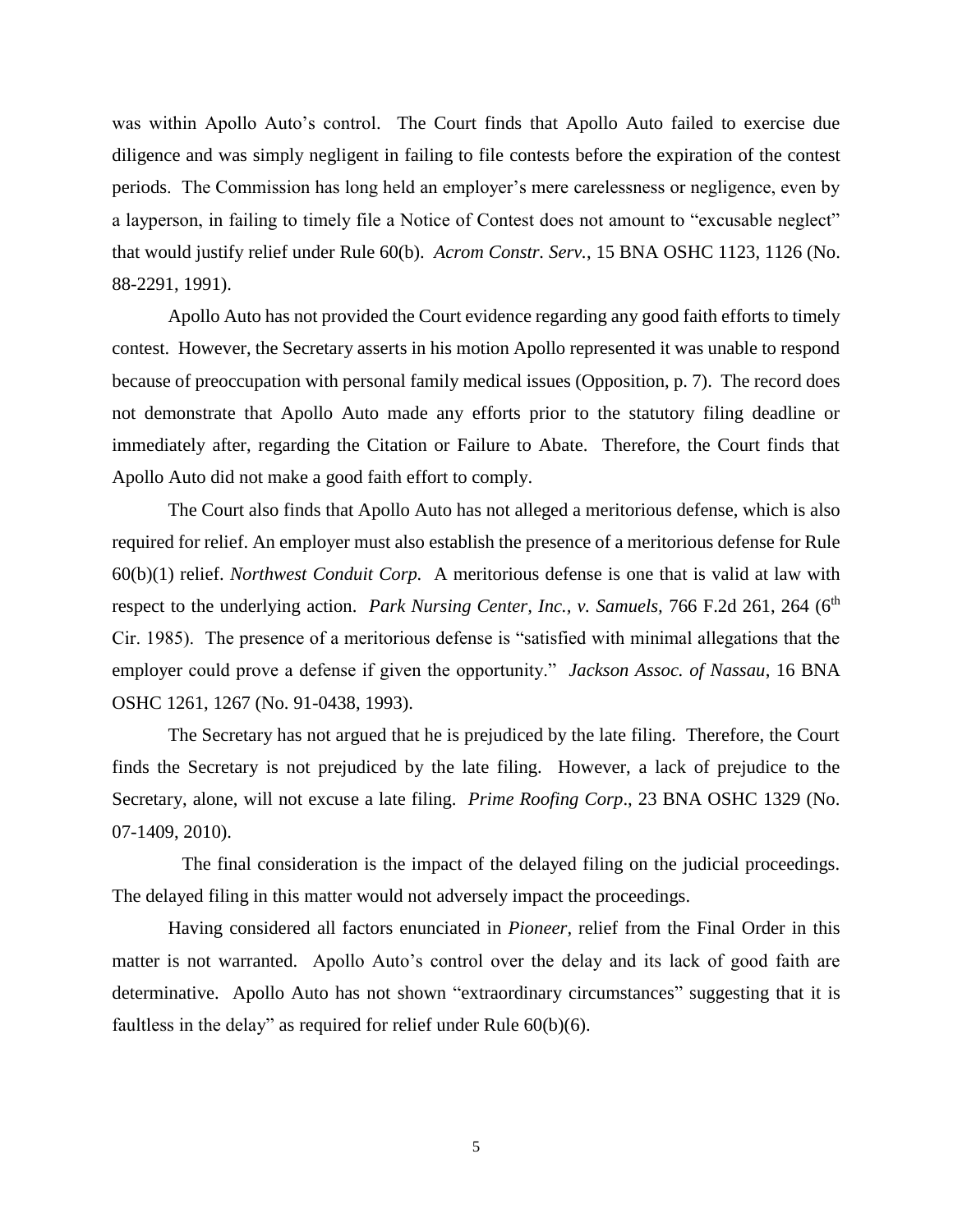was within Apollo Auto's control. The Court finds that Apollo Auto failed to exercise due diligence and was simply negligent in failing to file contests before the expiration of the contest periods. The Commission has long held an employer's mere carelessness or negligence, even by a layperson, in failing to timely file a Notice of Contest does not amount to "excusable neglect" that would justify relief under Rule 60(b). *Acrom Constr. Serv.*, 15 BNA OSHC 1123, 1126 (No. 88-2291, 1991).

Apollo Auto has not provided the Court evidence regarding any good faith efforts to timely contest. However, the Secretary asserts in his motion Apollo represented it was unable to respond because of preoccupation with personal family medical issues (Opposition, p. 7). The record does not demonstrate that Apollo Auto made any efforts prior to the statutory filing deadline or immediately after, regarding the Citation or Failure to Abate. Therefore, the Court finds that Apollo Auto did not make a good faith effort to comply.

The Court also finds that Apollo Auto has not alleged a meritorious defense, which is also required for relief. An employer must also establish the presence of a meritorious defense for Rule 60(b)(1) relief. *Northwest Conduit Corp.* A meritorious defense is one that is valid at law with respect to the underlying action. *Park Nursing Center, Inc., v. Samuels*, 766 F.2d 261, 264 (6th Cir. 1985). The presence of a meritorious defense is "satisfied with minimal allegations that the employer could prove a defense if given the opportunity." *Jackson Assoc. of Nassau*, 16 BNA OSHC 1261, 1267 (No. 91-0438, 1993).

The Secretary has not argued that he is prejudiced by the late filing. Therefore, the Court finds the Secretary is not prejudiced by the late filing. However, a lack of prejudice to the Secretary, alone, will not excuse a late filing. *Prime Roofing Corp*., 23 BNA OSHC 1329 (No. 07-1409, 2010).

The final consideration is the impact of the delayed filing on the judicial proceedings. The delayed filing in this matter would not adversely impact the proceedings.

Having considered all factors enunciated in *Pioneer,* relief from the Final Order in this matter is not warranted. Apollo Auto's control over the delay and its lack of good faith are determinative. Apollo Auto has not shown "extraordinary circumstances" suggesting that it is faultless in the delay" as required for relief under Rule 60(b)(6).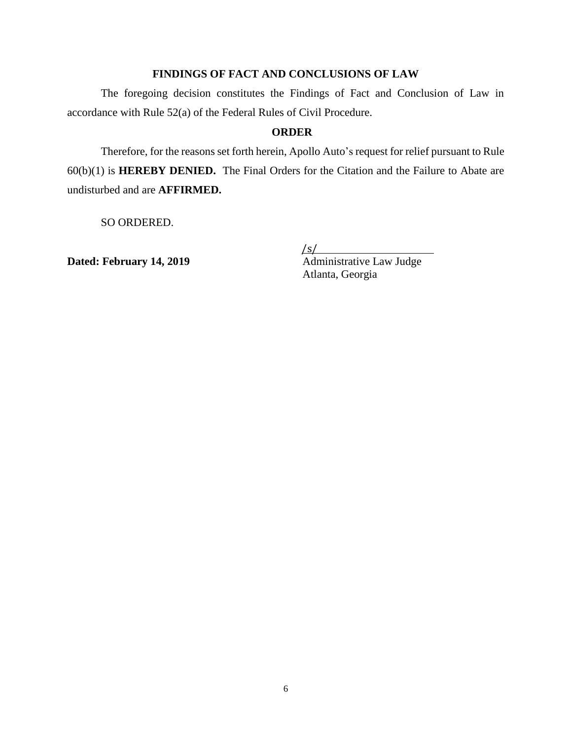## FINDINGS OF FACT AND CONCLUSIONS OF LAW

The foregoing decision constitutes the Findings of Fact and Conclusion of Law in accordance with Rule 52(a) of the Federal Rules of Civil Procedure.

## ORDER

Therefore, for the reasons set forth herein, Apollo Auto's request for relief pursuant to Rule 60(b)(1) is **HEREBY DENIED.** The Final Orders for the Citation and the Failure to Abate are undisturbed and are **AFFIRMED.**

SO ORDERED.

/s/

**Dated: February 14, 2019**

Administrative Law Judge
Atlanta, Georgia